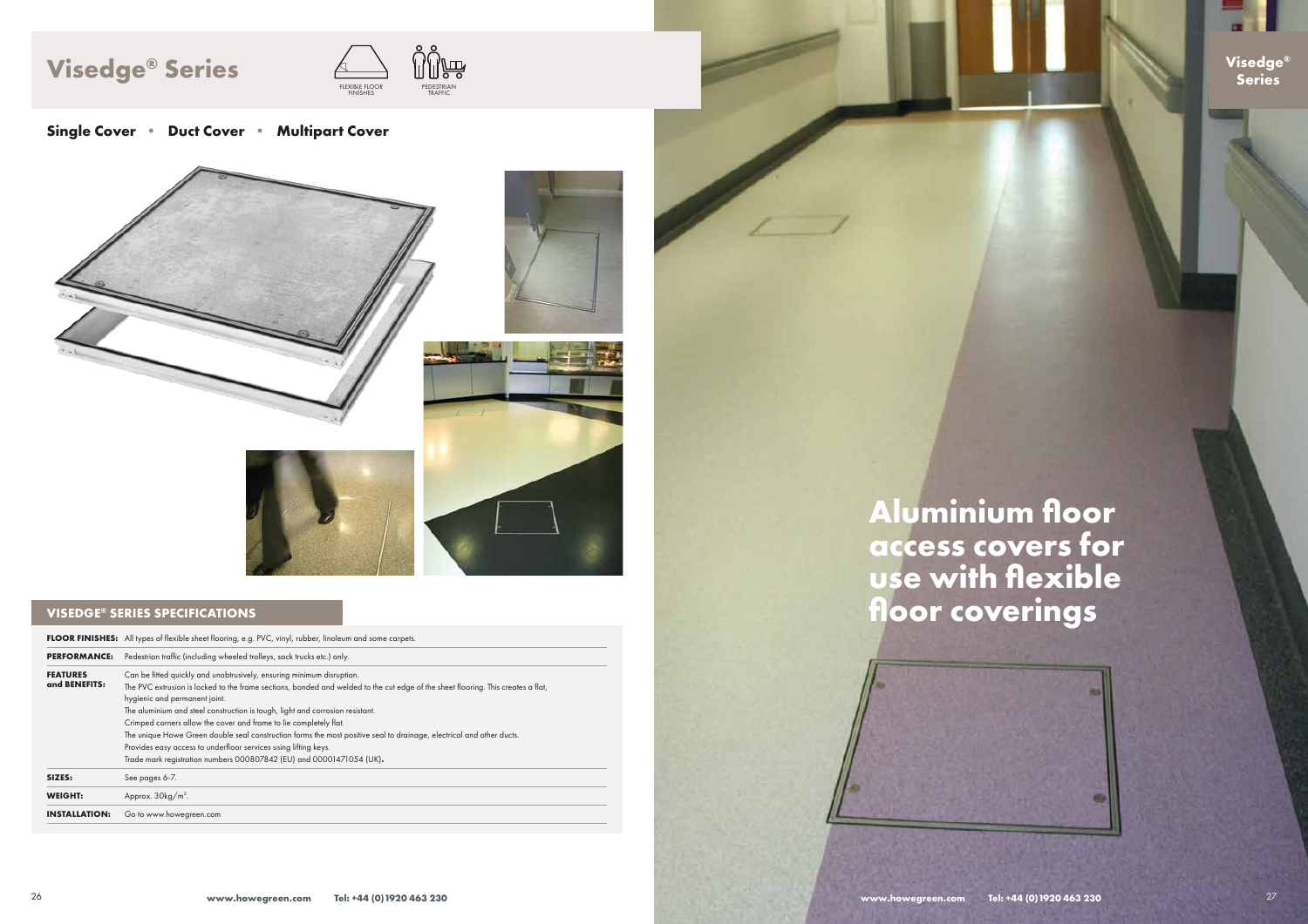# Visedge® Series

FLEXIBLE FLOOR FINISHES

PEDESTRIAN TRAFFIC

**Single Cover • Duct Cover • Multipart Cover**

## VISEDGE® SERIES SPECIFICATIONS

| | |
|---|---|
| **FLOOR FINISHES:** | All types of flexible sheet flooring, e.g. PVC, vinyl, rubber, linoleum and some carpets. |
| **PERFORMANCE:** | Pedestrian traffic (including wheeled trolleys, sack trucks etc.) only. |
| **FEATURES and BENEFITS:** | Can be fitted quickly and unobtrusively, ensuring minimum disruption.<br>The PVC extrusion is locked to the frame sections, bonded and welded to the cut edge of the sheet flooring. This creates a flat, hygienic and permanent joint.<br>The aluminium and steel construction is tough, light and corrosion resistant.<br>Crimped corners allow the cover and frame to lie completely flat.<br>The unique Howe Green double seal construction forms the most positive seal to drainage, electrical and other ducts.<br>Provides easy access to underfloor services using lifting keys.<br>Trade mark registration numbers 000807842 (EU) and 00001471054 (UK). |
| **SIZES:** | See pages 6-7. |
| **WEIGHT:** | Approx. 30kg/m$^2$. |
| **INSTALLATION:** | Go to www.howegreen.com |

# Aluminium floor access covers for use with flexible floor coverings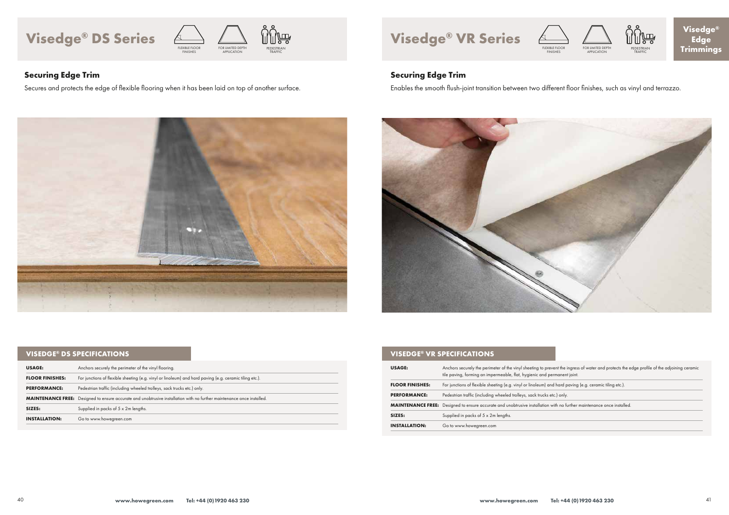# Visedge® DS Series

FLEXIBLE FLOOR FINISHES

FOR LIMITED DEPTH APPLICATION

PEDESTRIAN TRAFFIC

## Securing Edge Trim

Secures and protects the edge of flexible flooring when it has been laid on top of another surface.

### VISEDGE® DS SPECIFICATIONS

| | |
|---|---|
| **USAGE:** | Anchors securely the perimeter of the vinyl flooring. |
| **FLOOR FINISHES:** | For junctions of flexible sheeting (e.g. vinyl or linoleum) and hard paving (e.g. ceramic tiling etc.). |
| **PERFORMANCE:** | Pedestrian traffic (including wheeled trolleys, sack trucks etc.) only. |
| **MAINTENANCE FREE:** | Designed to ensure accurate and unobtrusive installation with no further maintenance once installed. |
| **SIZES:** | Supplied in packs of 5 x 2m lengths. |
| **INSTALLATION:** | Go to www.howegreen.com |

# Visedge® VR Series

FLEXIBLE FLOOR FINISHES

FOR LIMITED DEPTH APPLICATION

PEDESTRIAN TRAFFIC

## Securing Edge Trim

Enables the smooth flush-joint transition between two different floor finishes, such as vinyl and terrazzo.

### VISEDGE® VR SPECIFICATIONS

| | |
|---|---|
| **USAGE:** | Anchors securely the perimeter of the vinyl sheeting to prevent the ingress of water and protects the edge profile of the adjoining ceramic tile paving, forming an impermeable, flat, hygienic and permanent joint. |
| **FLOOR FINISHES:** | For junctions of flexible sheeting (e.g. vinyl or linoleum) and hard paving (e.g. ceramic tiling etc.). |
| **PERFORMANCE:** | Pedestrian traffic (including wheeled trolleys, sack trucks etc.) only. |
| **MAINTENANCE FREE:** | Designed to ensure accurate and unobtrusive installation with no further maintenance once installed. |
| **SIZES:** | Supplied in packs of 5 x 2m lengths. |
| **INSTALLATION:** | Go to www.howegreen.com |